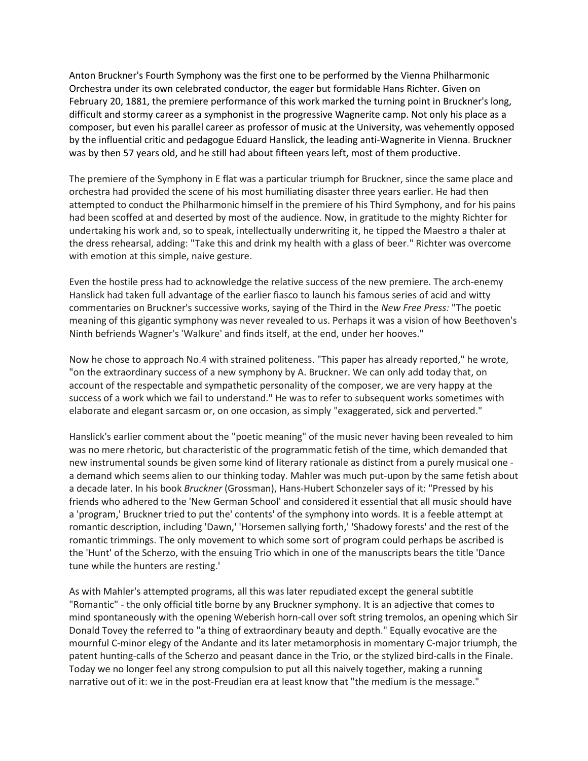Anton Bruckner's Fourth Symphony was the first one to be performed by the Vienna Philharmonic Orchestra under its own celebrated conductor, the eager but formidable Hans Richter. Given on February 20, 1881, the premiere performance of this work marked the turning point in Bruckner's long, difficult and stormy career as a symphonist in the progressive Wagnerite camp. Not only his place as a composer, but even his parallel career as professor of music at the University, was vehemently opposed by the influential critic and pedagogue Eduard Hanslick, the leading anti-Wagnerite in Vienna. Bruckner was by then 57 years old, and he still had about fifteen years left, most of them productive.

The premiere of the Symphony in E flat was a particular triumph for Bruckner, since the same place and orchestra had provided the scene of his most humiliating disaster three years earlier. He had then attempted to conduct the Philharmonic himself in the premiere of his Third Symphony, and for his pains had been scoffed at and deserted by most of the audience. Now, in gratitude to the mighty Richter for undertaking his work and, so to speak, intellectually underwriting it, he tipped the Maestro a thaler at the dress rehearsal, adding: "Take this and drink my health with a glass of beer." Richter was overcome with emotion at this simple, naive gesture.

Even the hostile press had to acknowledge the relative success of the new premiere. The arch-enemy Hanslick had taken full advantage of the earlier fiasco to launch his famous series of acid and witty commentaries on Bruckner's successive works, saying of the Third in the *New Free Press:* "The poetic meaning of this gigantic symphony was never revealed to us. Perhaps it was a vision of how Beethoven's Ninth befriends Wagner's 'Walkure' and finds itself, at the end, under her hooves."

Now he chose to approach No.4 with strained politeness. "This paper has already reported," he wrote, "on the extraordinary success of a new symphony by A. Bruckner. We can only add today that, on account of the respectable and sympathetic personality of the composer, we are very happy at the success of a work which we fail to understand." He was to refer to subsequent works sometimes with elaborate and elegant sarcasm or, on one occasion, as simply "exaggerated, sick and perverted."

Hanslick's earlier comment about the "poetic meaning" of the music never having been revealed to him was no mere rhetoric, but characteristic of the programmatic fetish of the time, which demanded that new instrumental sounds be given some kind of literary rationale as distinct from a purely musical one - a demand which seems alien to our thinking today. Mahler was much put-upon by the same fetish about a decade later. In his book *Bruckner* (Grossman), Hans-Hubert Schonzeler says of it: "Pressed by his friends who adhered to the 'New German School' and considered it essential that all music should have a 'program,' Bruckner tried to put the' contents' of the symphony into words. It is a feeble attempt at romantic description, including 'Dawn,' 'Horsemen sallying forth,' 'Shadowy forests' and the rest of the romantic trimmings. The only movement to which some sort of program could perhaps be ascribed is the 'Hunt' of the Scherzo, with the ensuing Trio which in one of the manuscripts bears the title 'Dance tune while the hunters are resting.'

As with Mahler's attempted programs, all this was later repudiated except the general subtitle "Romantic" - the only official title borne by any Bruckner symphony. It is an adjective that comes to mind spontaneously with the opening Weberish horn-call over soft string tremolos, an opening which Sir Donald Tovey the referred to "a thing of extraordinary beauty and depth." Equally evocative are the mournful C-minor elegy of the Andante and its later metamorphosis in momentary C-major triumph, the patent hunting-calls of the Scherzo and peasant dance in the Trio, or the stylized bird-calls in the Finale. Today we no longer feel any strong compulsion to put all this naively together, making a running narrative out of it: we in the post-Freudian era at least know that "the medium is the message."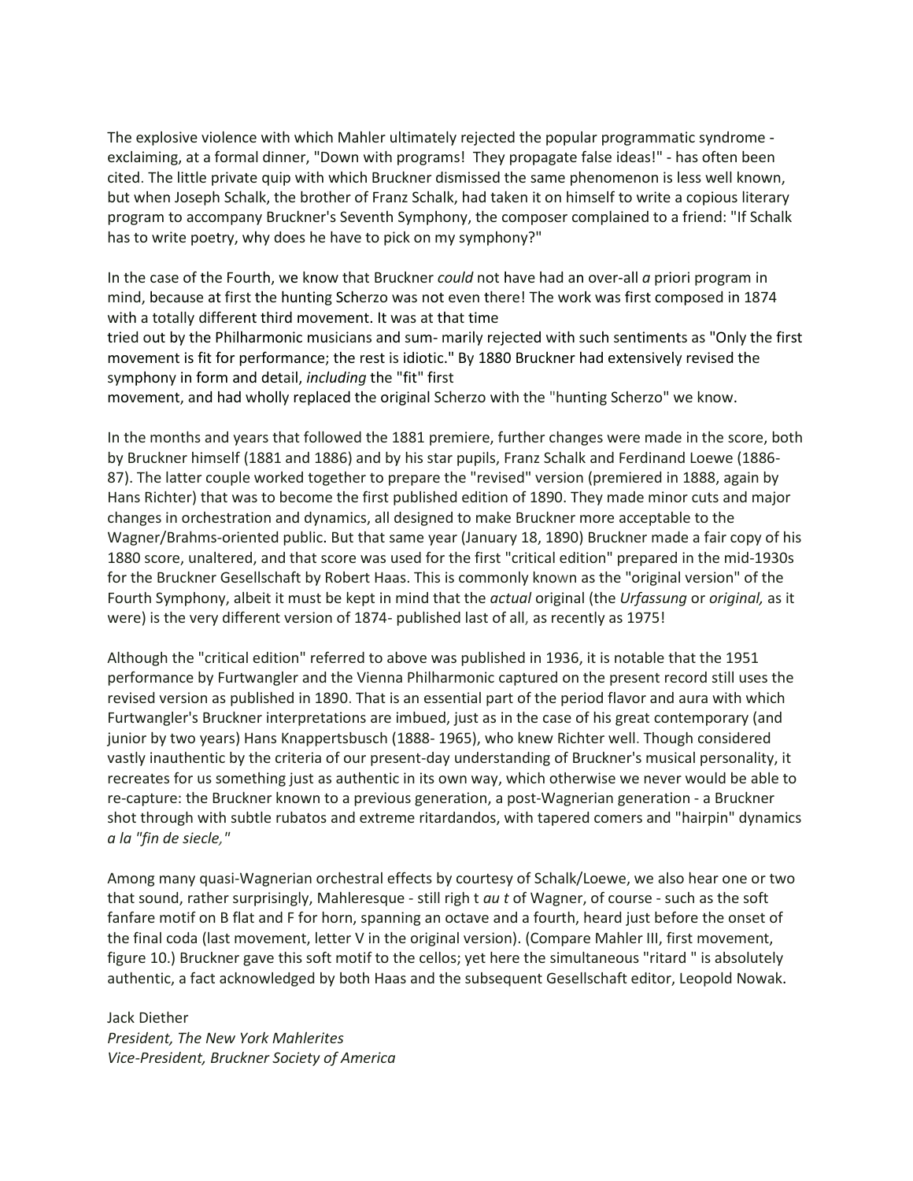The explosive violence with which Mahler ultimately rejected the popular programmatic syndrome - exclaiming, at a formal dinner, "Down with programs! They propagate false ideas!" - has often been cited. The little private quip with which Bruckner dismissed the same phenomenon is less well known, but when Joseph Schalk, the brother of Franz Schalk, had taken it on himself to write a copious literary program to accompany Bruckner's Seventh Symphony, the composer complained to a friend: "If Schalk has to write poetry, why does he have to pick on my symphony?"

In the case of the Fourth, we know that Bruckner *could* not have had an over-all *a* priori program in mind, because at first the hunting Scherzo was not even there! The work was first composed in 1874 with a totally different third movement. It was at that time
tried out by the Philharmonic musicians and sum- marily rejected with such sentiments as "Only the first movement is fit for performance; the rest is idiotic." By 1880 Bruckner had extensively revised the symphony in form and detail, *including* the "fit" first
movement, and had wholly replaced the original Scherzo with the "hunting Scherzo" we know.

In the months and years that followed the 1881 premiere, further changes were made in the score, both by Bruckner himself (1881 and 1886) and by his star pupils, Franz Schalk and Ferdinand Loewe (1886-87). The latter couple worked together to prepare the "revised" version (premiered in 1888, again by Hans Richter) that was to become the first published edition of 1890. They made minor cuts and major changes in orchestration and dynamics, all designed to make Bruckner more acceptable to the Wagner/Brahms-oriented public. But that same year (January 18, 1890) Bruckner made a fair copy of his 1880 score, unaltered, and that score was used for the first "critical edition" prepared in the mid-1930s for the Bruckner Gesellschaft by Robert Haas. This is commonly known as the "original version" of the Fourth Symphony, albeit it must be kept in mind that the *actual* original (the *Urfassung* or *original,* as it were) is the very different version of 1874- published last of all, as recently as 1975!

Although the "critical edition" referred to above was published in 1936, it is notable that the 1951 performance by Furtwangler and the Vienna Philharmonic captured on the present record still uses the revised version as published in 1890. That is an essential part of the period flavor and aura with which Furtwangler's Bruckner interpretations are imbued, just as in the case of his great contemporary (and junior by two years) Hans Knappertsbusch (1888- 1965), who knew Richter well. Though considered vastly inauthentic by the criteria of our present-day understanding of Bruckner's musical personality, it recreates for us something just as authentic in its own way, which otherwise we never would be able to re-capture: the Bruckner known to a previous generation, a post-Wagnerian generation - a Bruckner shot through with subtle rubatos and extreme ritardandos, with tapered comers and "hairpin" dynamics *a la "fin de siecle,"*

Among many quasi-Wagnerian orchestral effects by courtesy of Schalk/Loewe, we also hear one or two that sound, rather surprisingly, Mahleresque - still righ t *au t* of Wagner, of course - such as the soft fanfare motif on B flat and F for horn, spanning an octave and a fourth, heard just before the onset of the final coda (last movement, letter V in the original version). (Compare Mahler III, first movement, figure 10.) Bruckner gave this soft motif to the cellos; yet here the simultaneous "ritard " is absolutely authentic, a fact acknowledged by both Haas and the subsequent Gesellschaft editor, Leopold Nowak.

Jack Diether
*President, The New York Mahlerites*
*Vice-President, Bruckner Society of America*